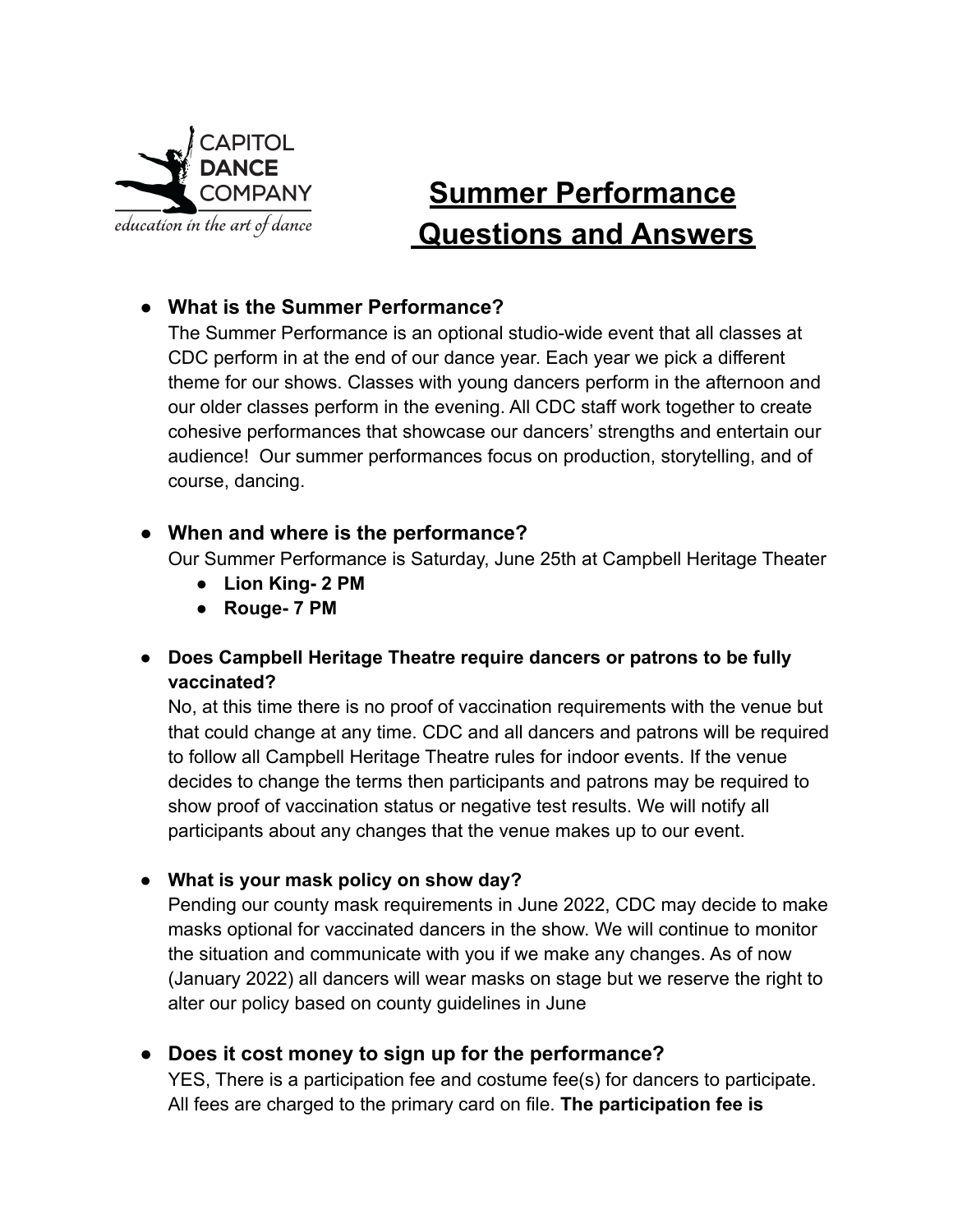CAPITOL DANCE COMPANY

*education in the art of dance*

# Summer Performance Questions and Answers

- **What is the Summer Performance?**

  The Summer Performance is an optional studio-wide event that all classes at CDC perform in at the end of our dance year. Each year we pick a different theme for our shows. Classes with young dancers perform in the afternoon and our older classes perform in the evening. All CDC staff work together to create cohesive performances that showcase our dancers' strengths and entertain our audience! Our summer performances focus on production, storytelling, and of course, dancing.

- **When and where is the performance?**

  Our Summer Performance is Saturday, June 25th at Campbell Heritage Theater
  - **Lion King- 2 PM**
  - **Rouge- 7 PM**

- **Does Campbell Heritage Theatre require dancers or patrons to be fully vaccinated?**

  No, at this time there is no proof of vaccination requirements with the venue but that could change at any time. CDC and all dancers and patrons will be required to follow all Campbell Heritage Theatre rules for indoor events. If the venue decides to change the terms then participants and patrons may be required to show proof of vaccination status or negative test results. We will notify all participants about any changes that the venue makes up to our event.

- **What is your mask policy on show day?**

  Pending our county mask requirements in June 2022, CDC may decide to make masks optional for vaccinated dancers in the show. We will continue to monitor the situation and communicate with you if we make any changes. As of now (January 2022) all dancers will wear masks on stage but we reserve the right to alter our policy based on county guidelines in June

- **Does it cost money to sign up for the performance?**

  YES, There is a participation fee and costume fee(s) for dancers to participate. All fees are charged to the primary card on file. **The participation fee is**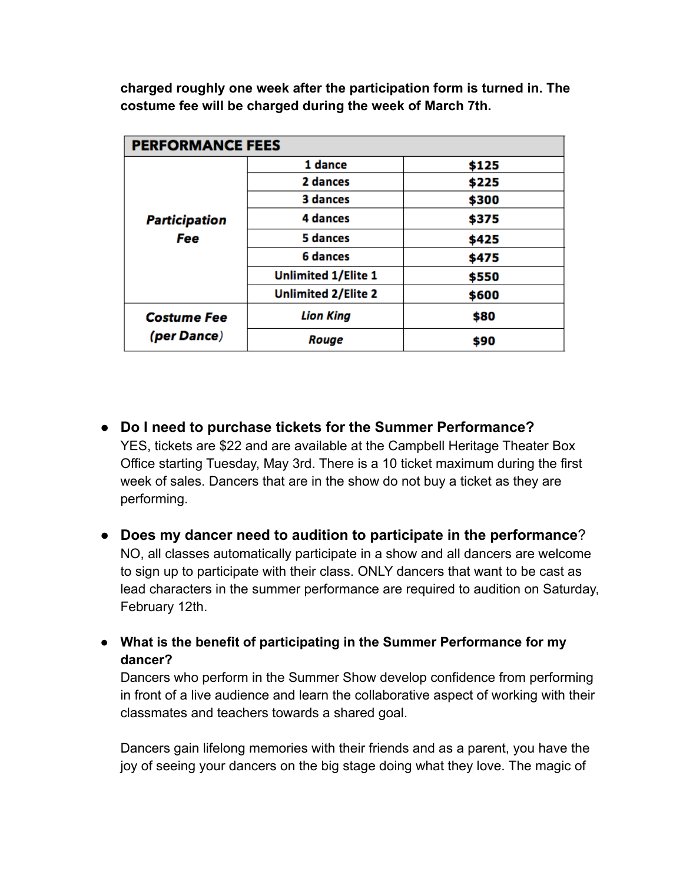**charged roughly one week after the participation form is turned in. The costume fee will be charged during the week of March 7th.**

| PERFORMANCE FEES | | |
|---|---|---|
| ***Participation Fee*** | **1 dance** | **$125** |
| | **2 dances** | **$225** |
| | **3 dances** | **$300** |
| | **4 dances** | **$375** |
| | **5 dances** | **$425** |
| | **6 dances** | **$475** |
| | **Unlimited 1/Elite 1** | **$550** |
| | **Unlimited 2/Elite 2** | **$600** |
| ***Costume Fee (per Dance)*** | ***Lion King*** | **$80** |
| | ***Rouge*** | **$90** |

- **Do I need to purchase tickets for the Summer Performance?**
  YES, tickets are $22 and are available at the Campbell Heritage Theater Box Office starting Tuesday, May 3rd. There is a 10 ticket maximum during the first week of sales. Dancers that are in the show do not buy a ticket as they are performing.

- **Does my dancer need to audition to participate in the performance**?
  NO, all classes automatically participate in a show and all dancers are welcome to sign up to participate with their class. ONLY dancers that want to be cast as lead characters in the summer performance are required to audition on Saturday, February 12th.

- **What is the benefit of participating in the Summer Performance for my dancer?**
  Dancers who perform in the Summer Show develop confidence from performing in front of a live audience and learn the collaborative aspect of working with their classmates and teachers towards a shared goal.

  Dancers gain lifelong memories with their friends and as a parent, you have the joy of seeing your dancers on the big stage doing what they love. The magic of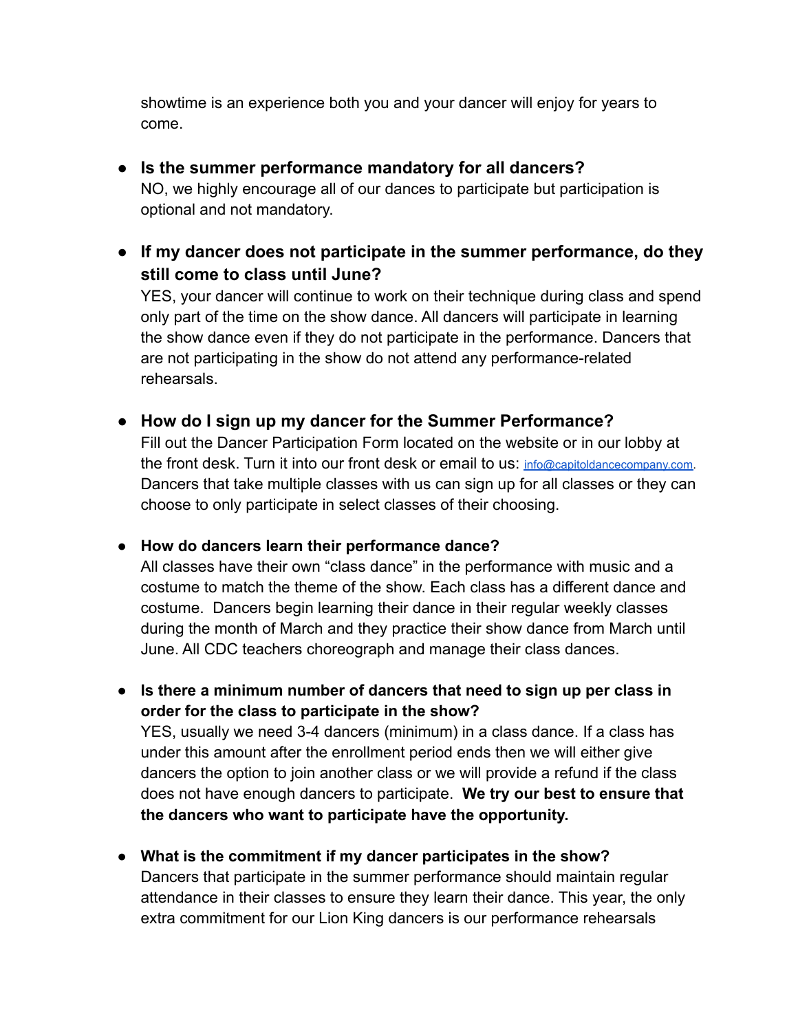showtime is an experience both you and your dancer will enjoy for years to come.

- **Is the summer performance mandatory for all dancers?**
  NO, we highly encourage all of our dances to participate but participation is optional and not mandatory.

- **If my dancer does not participate in the summer performance, do they still come to class until June?**
  YES, your dancer will continue to work on their technique during class and spend only part of the time on the show dance. All dancers will participate in learning the show dance even if they do not participate in the performance. Dancers that are not participating in the show do not attend any performance-related rehearsals.

- **How do I sign up my dancer for the Summer Performance?**
  Fill out the Dancer Participation Form located on the website or in our lobby at the front desk. Turn it into our front desk or email to us: info@capitoldancecompany.com. Dancers that take multiple classes with us can sign up for all classes or they can choose to only participate in select classes of their choosing.

- **How do dancers learn their performance dance?**
  All classes have their own "class dance" in the performance with music and a costume to match the theme of the show. Each class has a different dance and costume. Dancers begin learning their dance in their regular weekly classes during the month of March and they practice their show dance from March until June. All CDC teachers choreograph and manage their class dances.

- **Is there a minimum number of dancers that need to sign up per class in order for the class to participate in the show?**
  YES, usually we need 3-4 dancers (minimum) in a class dance. If a class has under this amount after the enrollment period ends then we will either give dancers the option to join another class or we will provide a refund if the class does not have enough dancers to participate. **We try our best to ensure that the dancers who want to participate have the opportunity.**

- **What is the commitment if my dancer participates in the show?**
  Dancers that participate in the summer performance should maintain regular attendance in their classes to ensure they learn their dance. This year, the only extra commitment for our Lion King dancers is our performance rehearsals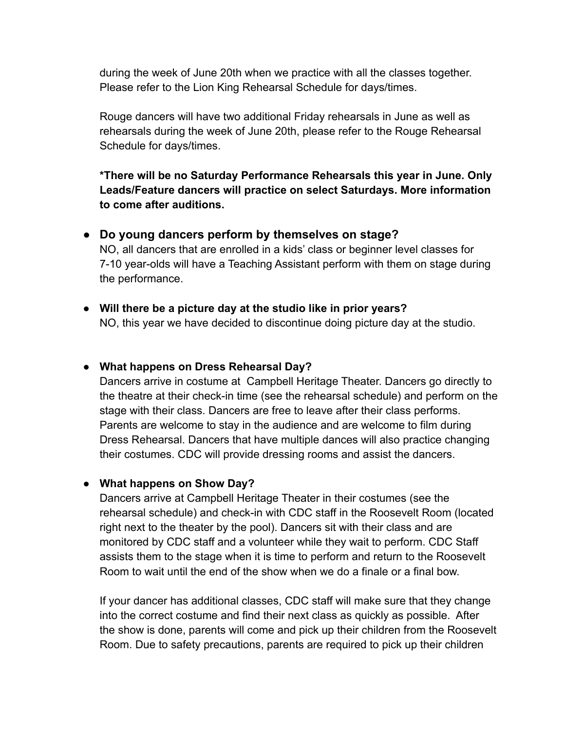during the week of June 20th when we practice with all the classes together. Please refer to the Lion King Rehearsal Schedule for days/times.

Rouge dancers will have two additional Friday rehearsals in June as well as rehearsals during the week of June 20th, please refer to the Rouge Rehearsal Schedule for days/times.

**\*There will be no Saturday Performance Rehearsals this year in June. Only Leads/Feature dancers will practice on select Saturdays. More information to come after auditions.**

- **Do young dancers perform by themselves on stage?**
  NO, all dancers that are enrolled in a kids' class or beginner level classes for 7-10 year-olds will have a Teaching Assistant perform with them on stage during the performance.

- **Will there be a picture day at the studio like in prior years?**
  NO, this year we have decided to discontinue doing picture day at the studio.

- **What happens on Dress Rehearsal Day?**
  Dancers arrive in costume at Campbell Heritage Theater. Dancers go directly to the theatre at their check-in time (see the rehearsal schedule) and perform on the stage with their class. Dancers are free to leave after their class performs. Parents are welcome to stay in the audience and are welcome to film during Dress Rehearsal. Dancers that have multiple dances will also practice changing their costumes. CDC will provide dressing rooms and assist the dancers.

- **What happens on Show Day?**
  Dancers arrive at Campbell Heritage Theater in their costumes (see the rehearsal schedule) and check-in with CDC staff in the Roosevelt Room (located right next to the theater by the pool). Dancers sit with their class and are monitored by CDC staff and a volunteer while they wait to perform. CDC Staff assists them to the stage when it is time to perform and return to the Roosevelt Room to wait until the end of the show when we do a finale or a final bow.

  If your dancer has additional classes, CDC staff will make sure that they change into the correct costume and find their next class as quickly as possible. After the show is done, parents will come and pick up their children from the Roosevelt Room. Due to safety precautions, parents are required to pick up their children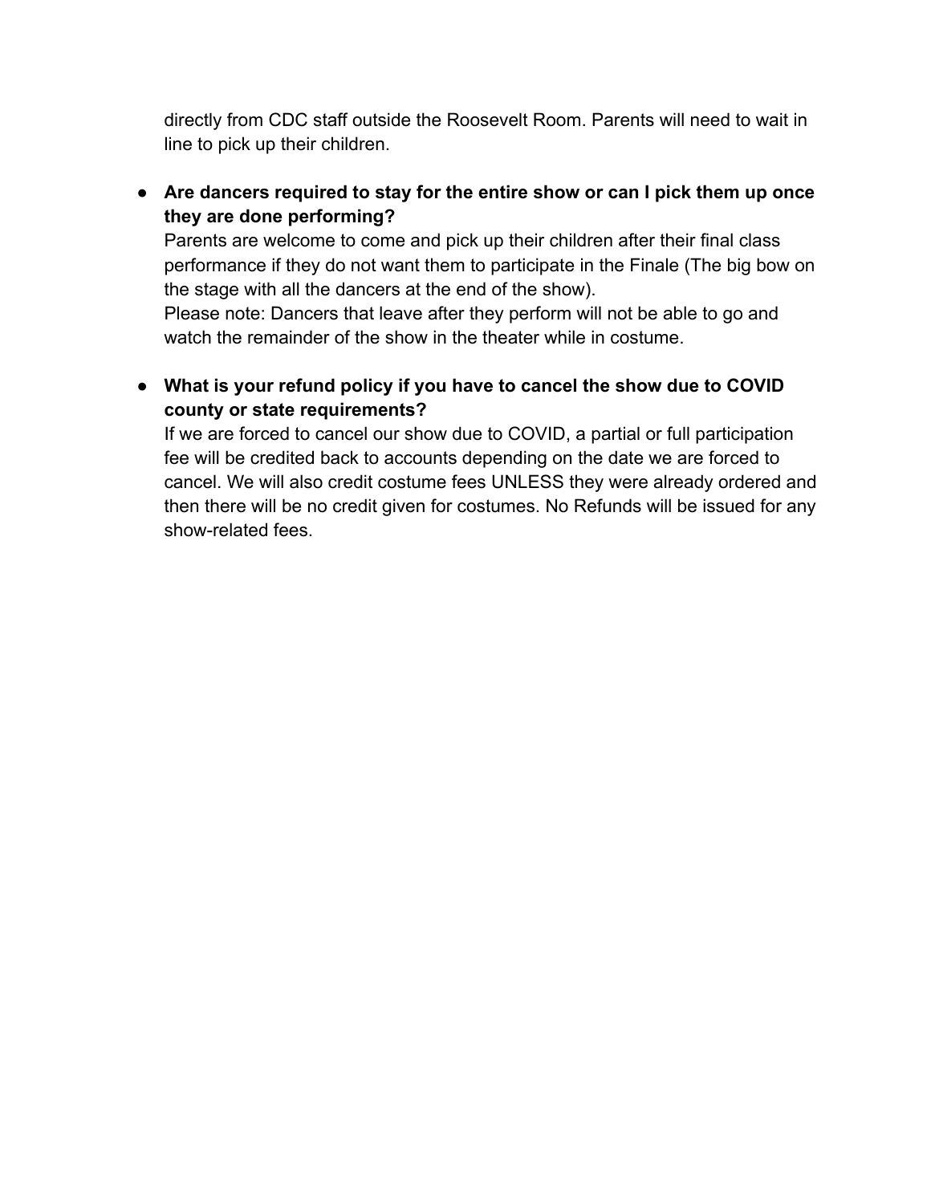directly from CDC staff outside the Roosevelt Room. Parents will need to wait in line to pick up their children.

- **Are dancers required to stay for the entire show or can I pick them up once they are done performing?**
  Parents are welcome to come and pick up their children after their final class performance if they do not want them to participate in the Finale (The big bow on the stage with all the dancers at the end of the show).
  Please note: Dancers that leave after they perform will not be able to go and watch the remainder of the show in the theater while in costume.

- **What is your refund policy if you have to cancel the show due to COVID county or state requirements?**
  If we are forced to cancel our show due to COVID, a partial or full participation fee will be credited back to accounts depending on the date we are forced to cancel. We will also credit costume fees UNLESS they were already ordered and then there will be no credit given for costumes. No Refunds will be issued for any show-related fees.